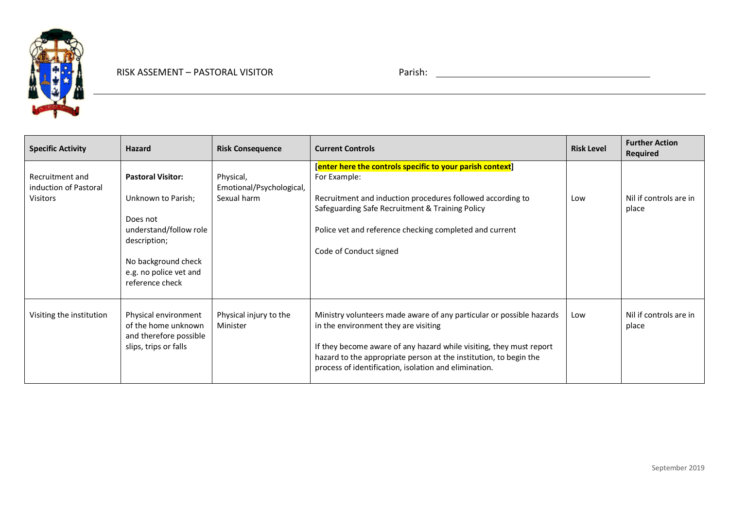RISK ASSEMENT – PASTORAL VISITOR

Parish: ____________________________________________

| Specific Activity | Hazard | Risk Consequence | Current Controls | Risk Level | Further Action Required |
|---|---|---|---|---|---|
| Recruitment and induction of Pastoral Visitors | **Pastoral Visitor:**<br><br>Unknown to Parish;<br><br>Does not understand/follow role description;<br><br>No background check e.g. no police vet and reference check | Physical, Emotional/Psychological, Sexual harm | **[enter here the controls specific to your parish context]**<br>For Example:<br><br>Recruitment and induction procedures followed according to Safeguarding Safe Recruitment & Training Policy<br><br>Police vet and reference checking completed and current<br><br>Code of Conduct signed | Low | Nil if controls are in place |
| Visiting the institution | Physical environment of the home unknown and therefore possible slips, trips or falls | Physical injury to the Minister | Ministry volunteers made aware of any particular or possible hazards in the environment they are visiting<br><br>If they become aware of any hazard while visiting, they must report hazard to the appropriate person at the institution, to begin the process of identification, isolation and elimination. | Low | Nil if controls are in place |

September 2019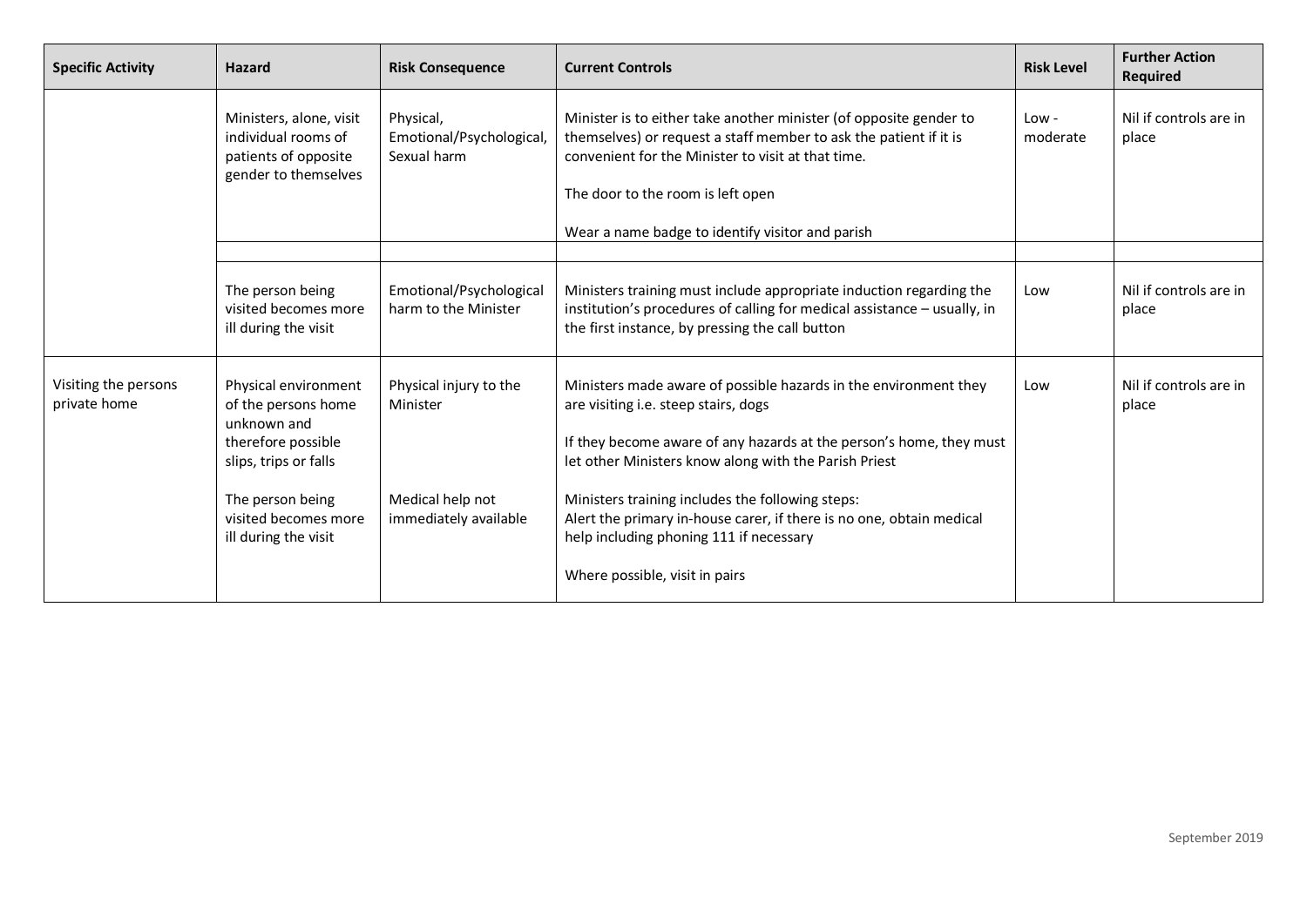| Specific Activity | Hazard | Risk Consequence | Current Controls | Risk Level | Further Action Required |
|---|---|---|---|---|---|
| | Ministers, alone, visit individual rooms of patients of opposite gender to themselves | Physical, Emotional/Psychological, Sexual harm | Minister is to either take another minister (of opposite gender to themselves) or request a staff member to ask the patient if it is convenient for the Minister to visit at that time.<br><br>The door to the room is left open<br><br>Wear a name badge to identify visitor and parish | Low - moderate | Nil if controls are in place |
| | | | | | |
| | The person being visited becomes more ill during the visit | Emotional/Psychological harm to the Minister | Ministers training must include appropriate induction regarding the institution's procedures of calling for medical assistance – usually, in the first instance, by pressing the call button | Low | Nil if controls are in place |
| Visiting the persons private home | Physical environment of the persons home unknown and therefore possible slips, trips or falls<br><br>The person being visited becomes more ill during the visit | Physical injury to the Minister<br><br>Medical help not immediately available | Ministers made aware of possible hazards in the environment they are visiting i.e. steep stairs, dogs<br><br>If they become aware of any hazards at the person's home, they must let other Ministers know along with the Parish Priest<br><br>Ministers training includes the following steps:<br>Alert the primary in-house carer, if there is no one, obtain medical help including phoning 111 if necessary<br><br>Where possible, visit in pairs | Low | Nil if controls are in place |

September 2019